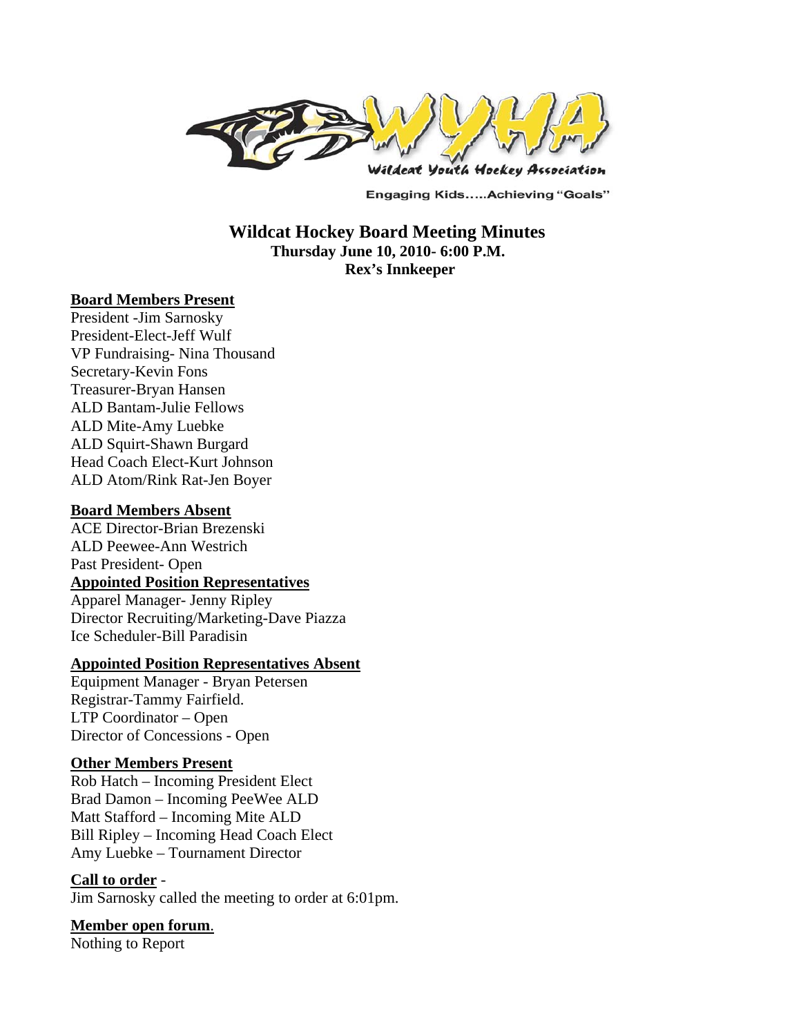Engaging Kids.....Achieving "Goals"

# Wildcat Hockey Board Meeting Minutes

**Thursday June 10, 2010- 6:00 P.M.**
**Rex's Innkeeper**

## Board Members Present

President -Jim Sarnosky
President-Elect-Jeff Wulf
VP Fundraising- Nina Thousand
Secretary-Kevin Fons
Treasurer-Bryan Hansen
ALD Bantam-Julie Fellows
ALD Mite-Amy Luebke
ALD Squirt-Shawn Burgard
Head Coach Elect-Kurt Johnson
ALD Atom/Rink Rat-Jen Boyer

## Board Members Absent

ACE Director-Brian Brezenski
ALD Peewee-Ann Westrich
Past President- Open

## Appointed Position Representatives

Apparel Manager- Jenny Ripley
Director Recruiting/Marketing-Dave Piazza
Ice Scheduler-Bill Paradisin

## Appointed Position Representatives Absent

Equipment Manager - Bryan Petersen
Registrar-Tammy Fairfield.
LTP Coordinator – Open
Director of Concessions - Open

## Other Members Present

Rob Hatch – Incoming President Elect
Brad Damon – Incoming PeeWee ALD
Matt Stafford – Incoming Mite ALD
Bill Ripley – Incoming Head Coach Elect
Amy Luebke – Tournament Director

## Call to order -

Jim Sarnosky called the meeting to order at 6:01pm.

## Member open forum.

Nothing to Report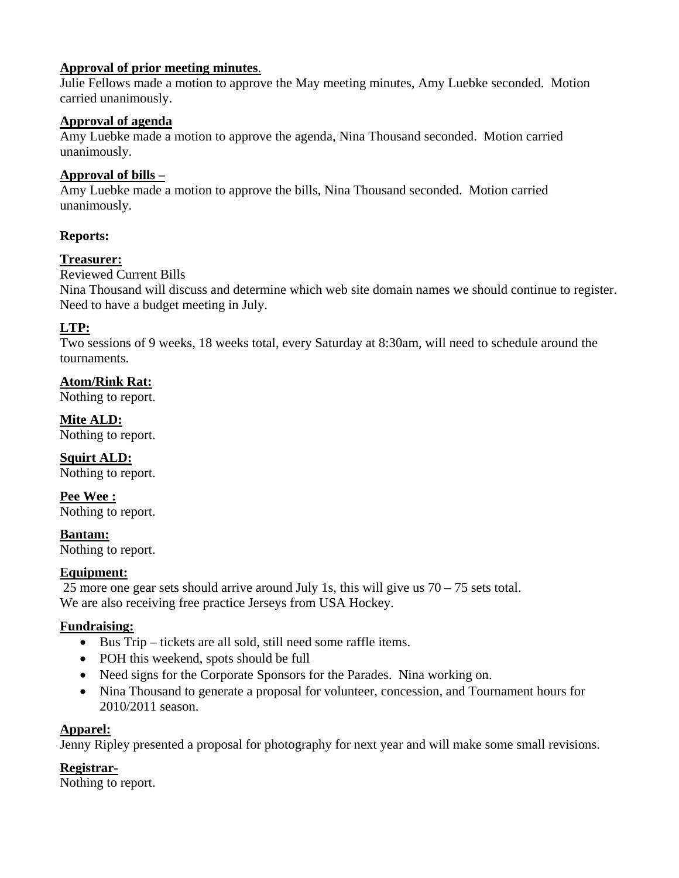**Approval of prior meeting minutes**.

Julie Fellows made a motion to approve the May meeting minutes, Amy Luebke seconded. Motion carried unanimously.

**Approval of agenda**

Amy Luebke made a motion to approve the agenda, Nina Thousand seconded. Motion carried unanimously.

**Approval of bills –**

Amy Luebke made a motion to approve the bills, Nina Thousand seconded. Motion carried unanimously.

**Reports:**

**Treasurer:**

Reviewed Current Bills

Nina Thousand will discuss and determine which web site domain names we should continue to register.

Need to have a budget meeting in July.

**LTP:**

Two sessions of 9 weeks, 18 weeks total, every Saturday at 8:30am, will need to schedule around the tournaments.

**Atom/Rink Rat:**

Nothing to report.

**Mite ALD:**

Nothing to report.

**Squirt ALD:**

Nothing to report.

**Pee Wee :**

Nothing to report.

**Bantam:**

Nothing to report.

**Equipment:**

25 more one gear sets should arrive around July 1s, this will give us 70 – 75 sets total.

We are also receiving free practice Jerseys from USA Hockey.

**Fundraising:**

- Bus Trip – tickets are all sold, still need some raffle items.
- POH this weekend, spots should be full
- Need signs for the Corporate Sponsors for the Parades. Nina working on.
- Nina Thousand to generate a proposal for volunteer, concession, and Tournament hours for 2010/2011 season.

**Apparel:**

Jenny Ripley presented a proposal for photography for next year and will make some small revisions.

**Registrar-**

Nothing to report.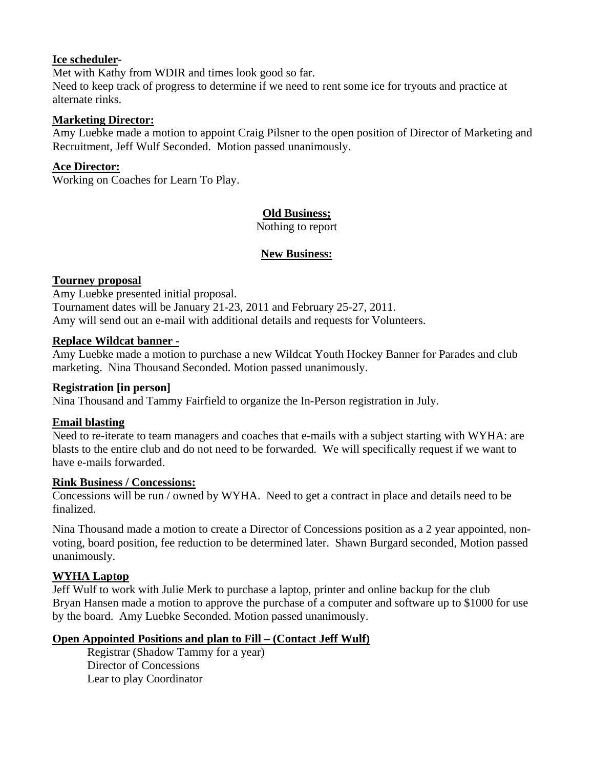**Ice scheduler**-

Met with Kathy from WDIR and times look good so far.
Need to keep track of progress to determine if we need to rent some ice for tryouts and practice at alternate rinks.

**Marketing Director:**

Amy Luebke made a motion to appoint Craig Pilsner to the open position of Director of Marketing and Recruitment, Jeff Wulf Seconded. Motion passed unanimously.

**Ace Director:**

Working on Coaches for Learn To Play.

## Old Business;

Nothing to report

## New Business:

**Tourney proposal**

Amy Luebke presented initial proposal.
Tournament dates will be January 21-23, 2011 and February 25-27, 2011.
Amy will send out an e-mail with additional details and requests for Volunteers.

**Replace Wildcat banner -**

Amy Luebke made a motion to purchase a new Wildcat Youth Hockey Banner for Parades and club marketing. Nina Thousand Seconded. Motion passed unanimously.

**Registration [in person]**

Nina Thousand and Tammy Fairfield to organize the In-Person registration in July.

**Email blasting**

Need to re-iterate to team managers and coaches that e-mails with a subject starting with WYHA: are blasts to the entire club and do not need to be forwarded. We will specifically request if we want to have e-mails forwarded.

**Rink Business / Concessions:**

Concessions will be run / owned by WYHA. Need to get a contract in place and details need to be finalized.

Nina Thousand made a motion to create a Director of Concessions position as a 2 year appointed, non-voting, board position, fee reduction to be determined later. Shawn Burgard seconded, Motion passed unanimously.

**WYHA Laptop**

Jeff Wulf to work with Julie Merk to purchase a laptop, printer and online backup for the club
Bryan Hansen made a motion to approve the purchase of a computer and software up to $1000 for use by the board. Amy Luebke Seconded. Motion passed unanimously.

**Open Appointed Positions and plan to Fill – (Contact Jeff Wulf)**

- Registrar (Shadow Tammy for a year)
- Director of Concessions
- Lear to play Coordinator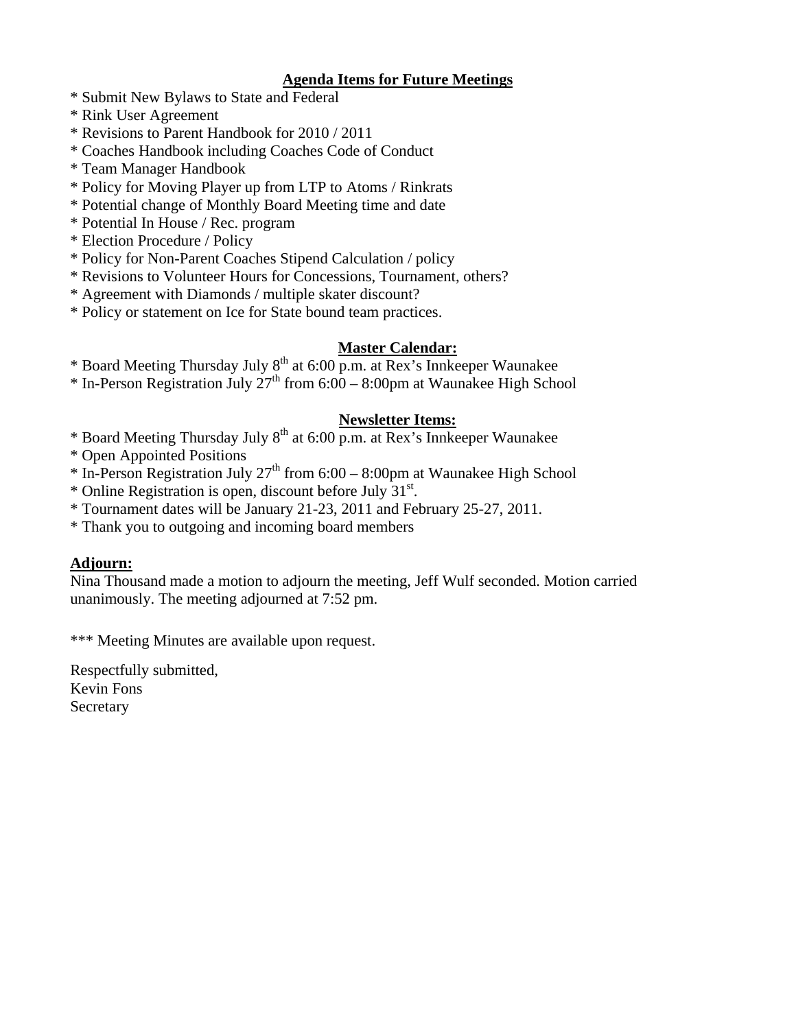## Agenda Items for Future Meetings

* Submit New Bylaws to State and Federal
* Rink User Agreement
* Revisions to Parent Handbook for 2010 / 2011
* Coaches Handbook including Coaches Code of Conduct
* Team Manager Handbook
* Policy for Moving Player up from LTP to Atoms / Rinkrats
* Potential change of Monthly Board Meeting time and date
* Potential In House / Rec. program
* Election Procedure / Policy
* Policy for Non-Parent Coaches Stipend Calculation / policy
* Revisions to Volunteer Hours for Concessions, Tournament, others?
* Agreement with Diamonds / multiple skater discount?
* Policy or statement on Ice for State bound team practices.

## Master Calendar:

* Board Meeting Thursday July 8th at 6:00 p.m. at Rex's Innkeeper Waunakee
* In-Person Registration July 27th from 6:00 – 8:00pm at Waunakee High School

## Newsletter Items:

* Board Meeting Thursday July 8th at 6:00 p.m. at Rex's Innkeeper Waunakee
* Open Appointed Positions
* In-Person Registration July 27th from 6:00 – 8:00pm at Waunakee High School
* Online Registration is open, discount before July 31st.
* Tournament dates will be January 21-23, 2011 and February 25-27, 2011.
* Thank you to outgoing and incoming board members

**Adjourn:**

Nina Thousand made a motion to adjourn the meeting, Jeff Wulf seconded. Motion carried unanimously. The meeting adjourned at 7:52 pm.

*** Meeting Minutes are available upon request.

Respectfully submitted,
Kevin Fons
Secretary